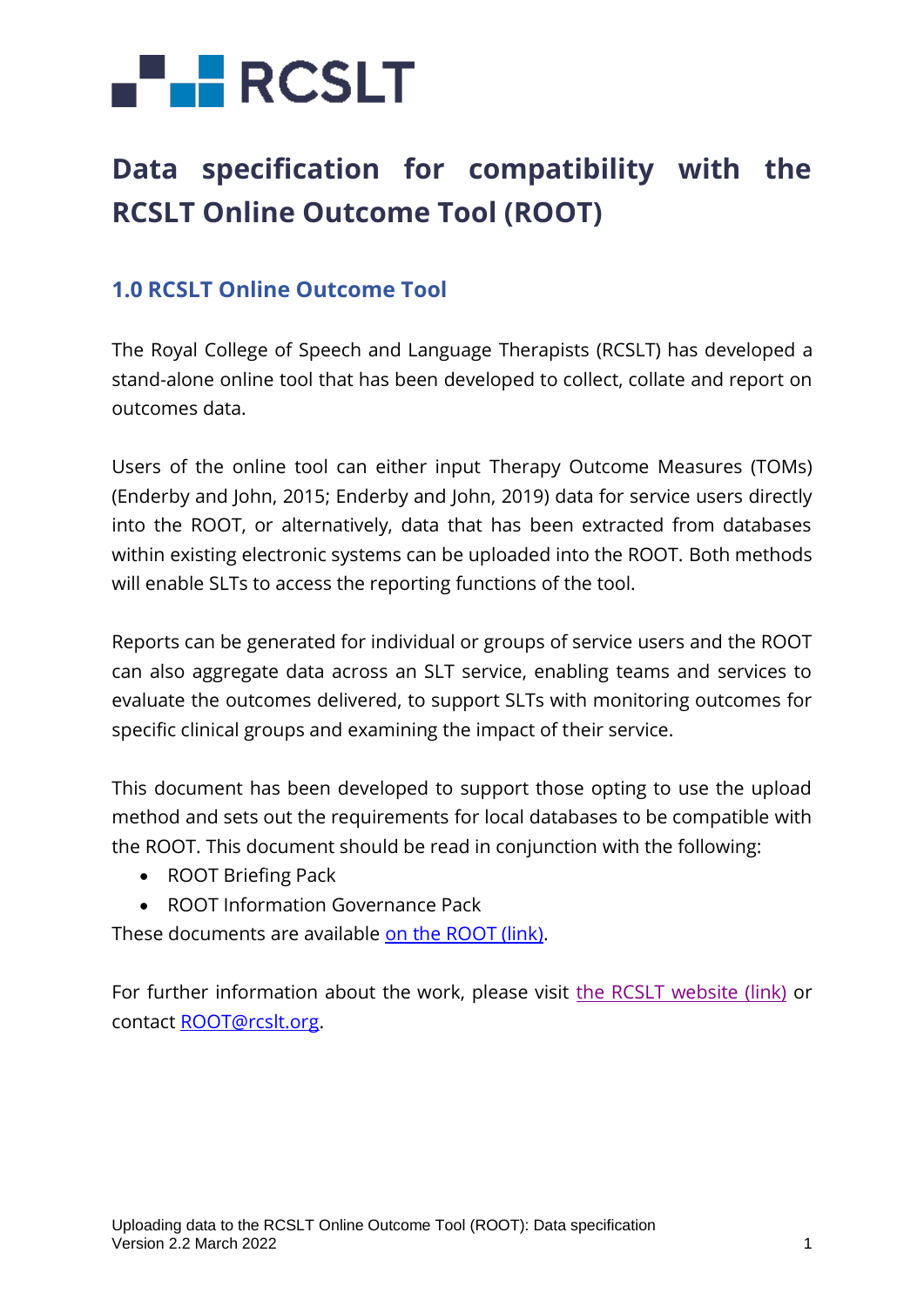RCSLT

# Data specification for compatibility with the RCSLT Online Outcome Tool (ROOT)

## 1.0 RCSLT Online Outcome Tool

The Royal College of Speech and Language Therapists (RCSLT) has developed a stand-alone online tool that has been developed to collect, collate and report on outcomes data.

Users of the online tool can either input Therapy Outcome Measures (TOMs) (Enderby and John, 2015; Enderby and John, 2019) data for service users directly into the ROOT, or alternatively, data that has been extracted from databases within existing electronic systems can be uploaded into the ROOT. Both methods will enable SLTs to access the reporting functions of the tool.

Reports can be generated for individual or groups of service users and the ROOT can also aggregate data across an SLT service, enabling teams and services to evaluate the outcomes delivered, to support SLTs with monitoring outcomes for specific clinical groups and examining the impact of their service.

This document has been developed to support those opting to use the upload method and sets out the requirements for local databases to be compatible with the ROOT. This document should be read in conjunction with the following:

- ROOT Briefing Pack
- ROOT Information Governance Pack

These documents are available on the ROOT (link).

For further information about the work, please visit the RCSLT website (link) or contact ROOT@rcslt.org.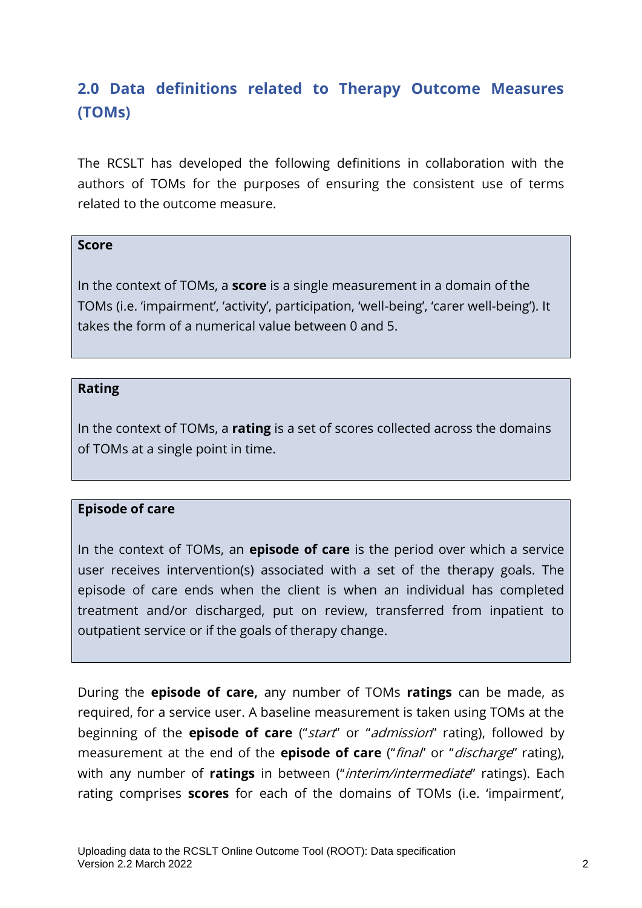## 2.0 Data definitions related to Therapy Outcome Measures (TOMs)

The RCSLT has developed the following definitions in collaboration with the authors of TOMs for the purposes of ensuring the consistent use of terms related to the outcome measure.

**Score**

In the context of TOMs, a **score** is a single measurement in a domain of the TOMs (i.e. 'impairment', 'activity', participation, 'well-being', 'carer well-being'). It takes the form of a numerical value between 0 and 5.

**Rating**

In the context of TOMs, a **rating** is a set of scores collected across the domains of TOMs at a single point in time.

**Episode of care**

In the context of TOMs, an **episode of care** is the period over which a service user receives intervention(s) associated with a set of the therapy goals. The episode of care ends when the client is when an individual has completed treatment and/or discharged, put on review, transferred from inpatient to outpatient service or if the goals of therapy change.

During the **episode of care,** any number of TOMs **ratings** can be made, as required, for a service user. A baseline measurement is taken using TOMs at the beginning of the **episode of care** ("*start*" or "*admission*" rating), followed by measurement at the end of the **episode of care** ("*final*" or "*discharge*" rating), with any number of **ratings** in between ("*interim/intermediate*" ratings). Each rating comprises **scores** for each of the domains of TOMs (i.e. 'impairment',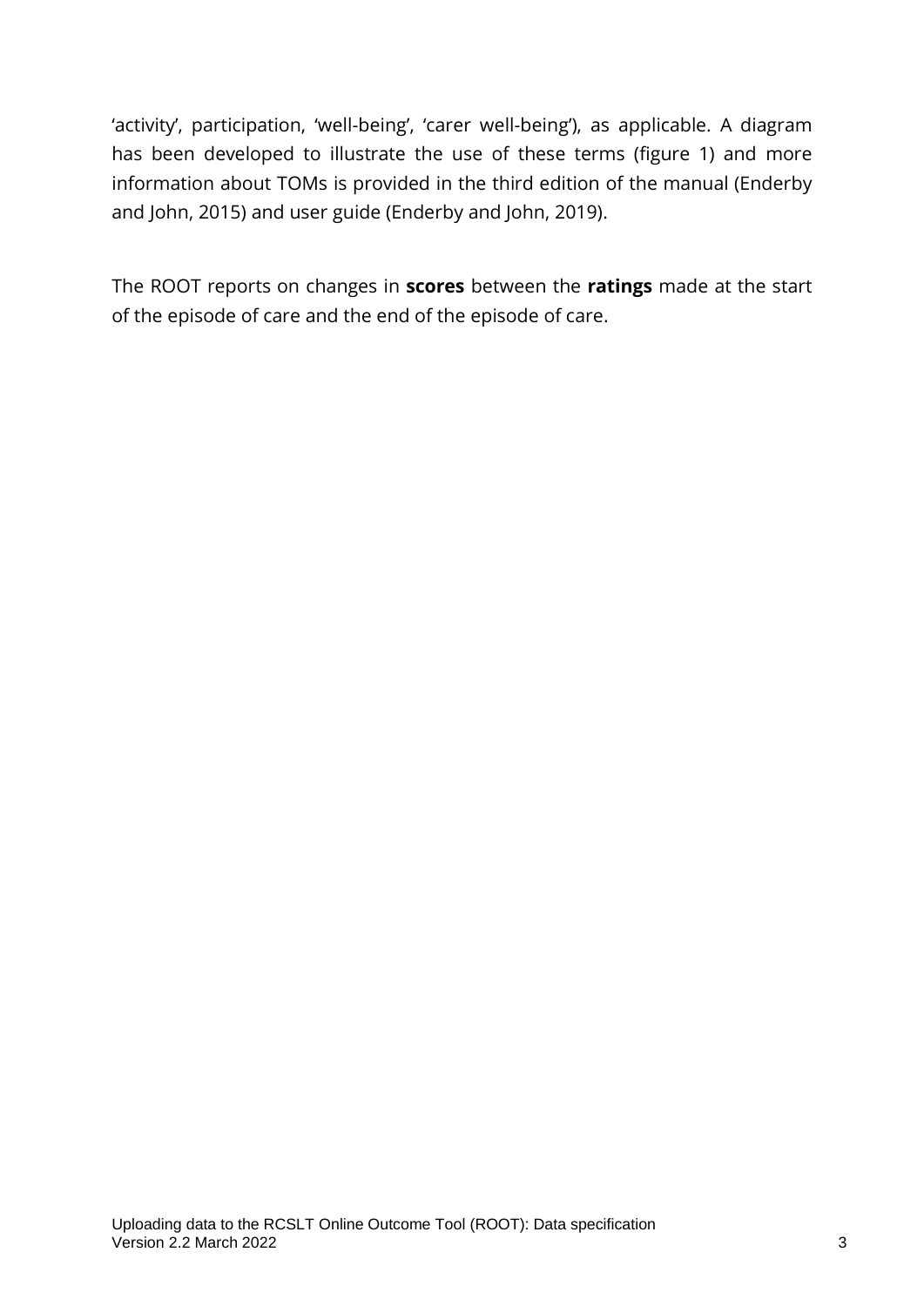'activity', participation, 'well-being', 'carer well-being'), as applicable. A diagram has been developed to illustrate the use of these terms (figure 1) and more information about TOMs is provided in the third edition of the manual (Enderby and John, 2015) and user guide (Enderby and John, 2019).

The ROOT reports on changes in **scores** between the **ratings** made at the start of the episode of care and the end of the episode of care.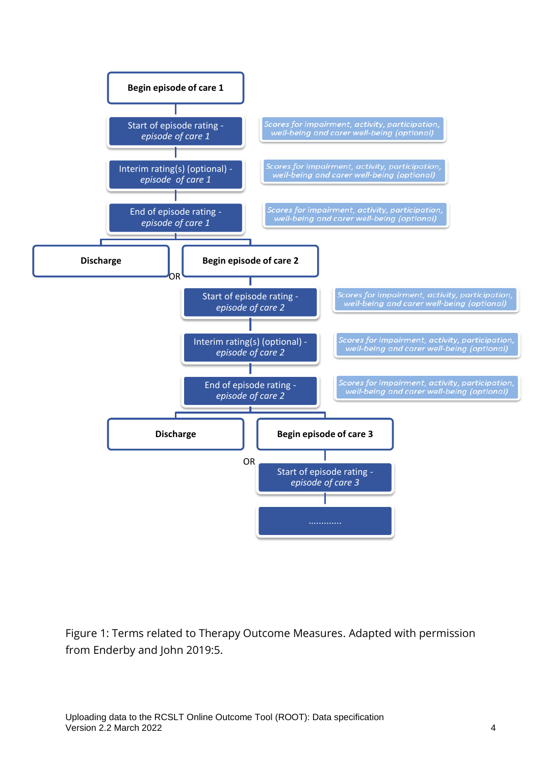**Begin episode of care 1**

Start of episode rating - *episode of care 1* — *Scores for impairment, activity, participation, well-being and carer well-being (optional)*

Interim rating(s) (optional) - *episode of care 1* — *Scores for impairment, activity, participation, well-being and carer well-being (optional)*

End of episode rating - *episode of care 1* — *Scores for impairment, activity, participation, well-being and carer well-being (optional)*

**Discharge** OR **Begin episode of care 2**

Start of episode rating - *episode of care 2* — *Scores for impairment, activity, participation, well-being and carer well-being (optional)*

Interim rating(s) (optional) - *episode of care 2* — *Scores for impairment, activity, participation, well-being and carer well-being (optional)*

End of episode rating - *episode of care 2* — *Scores for impairment, activity, participation, well-being and carer well-being (optional)*

**Discharge** OR **Begin episode of care 3**

Start of episode rating - *episode of care 3*

.............

Figure 1: Terms related to Therapy Outcome Measures. Adapted with permission from Enderby and John 2019:5.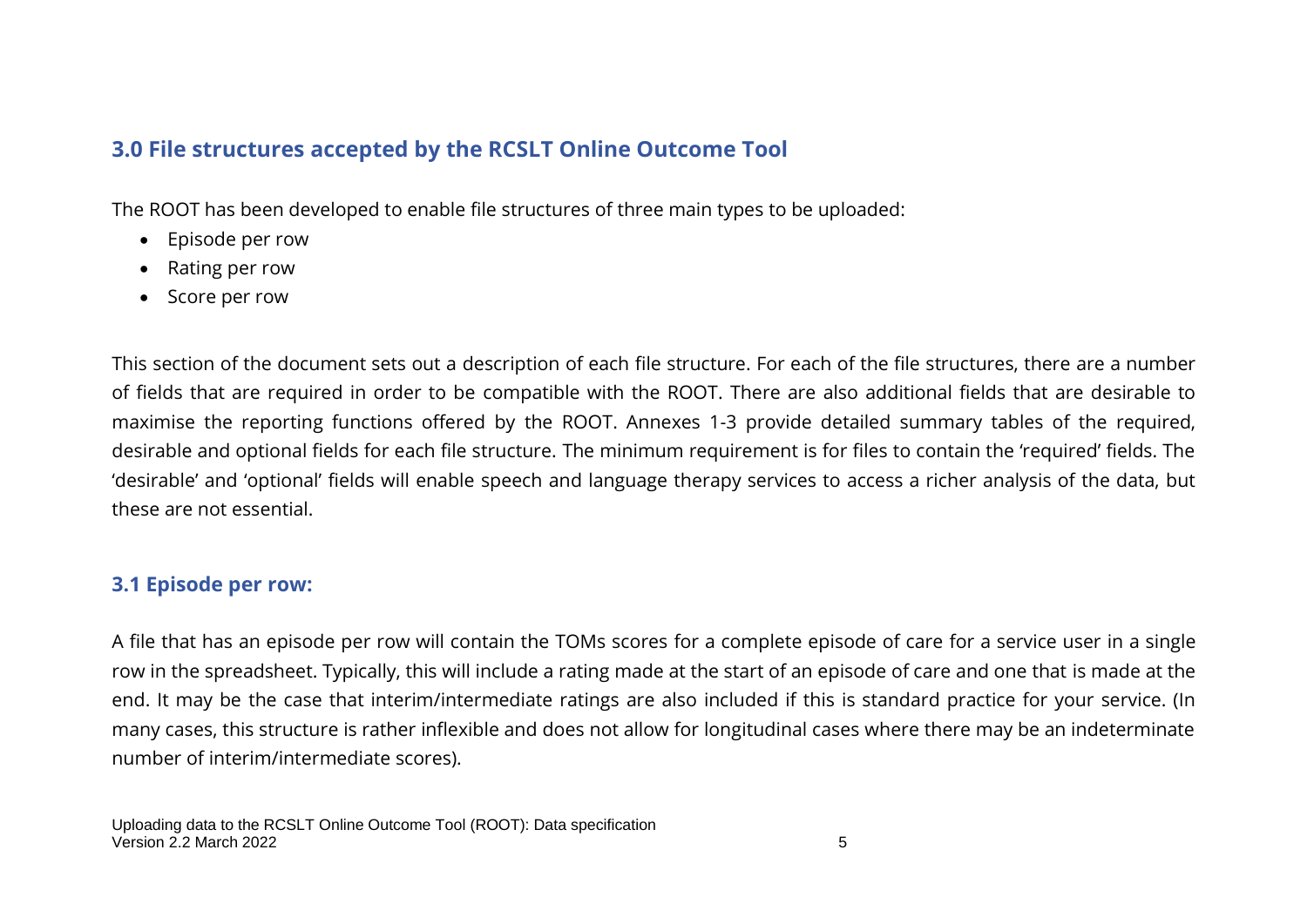## 3.0 File structures accepted by the RCSLT Online Outcome Tool

The ROOT has been developed to enable file structures of three main types to be uploaded:

- Episode per row
- Rating per row
- Score per row

This section of the document sets out a description of each file structure. For each of the file structures, there are a number of fields that are required in order to be compatible with the ROOT. There are also additional fields that are desirable to maximise the reporting functions offered by the ROOT. Annexes 1-3 provide detailed summary tables of the required, desirable and optional fields for each file structure. The minimum requirement is for files to contain the 'required' fields. The 'desirable' and 'optional' fields will enable speech and language therapy services to access a richer analysis of the data, but these are not essential.

### 3.1 Episode per row:

A file that has an episode per row will contain the TOMs scores for a complete episode of care for a service user in a single row in the spreadsheet. Typically, this will include a rating made at the start of an episode of care and one that is made at the end. It may be the case that interim/intermediate ratings are also included if this is standard practice for your service. (In many cases, this structure is rather inflexible and does not allow for longitudinal cases where there may be an indeterminate number of interim/intermediate scores).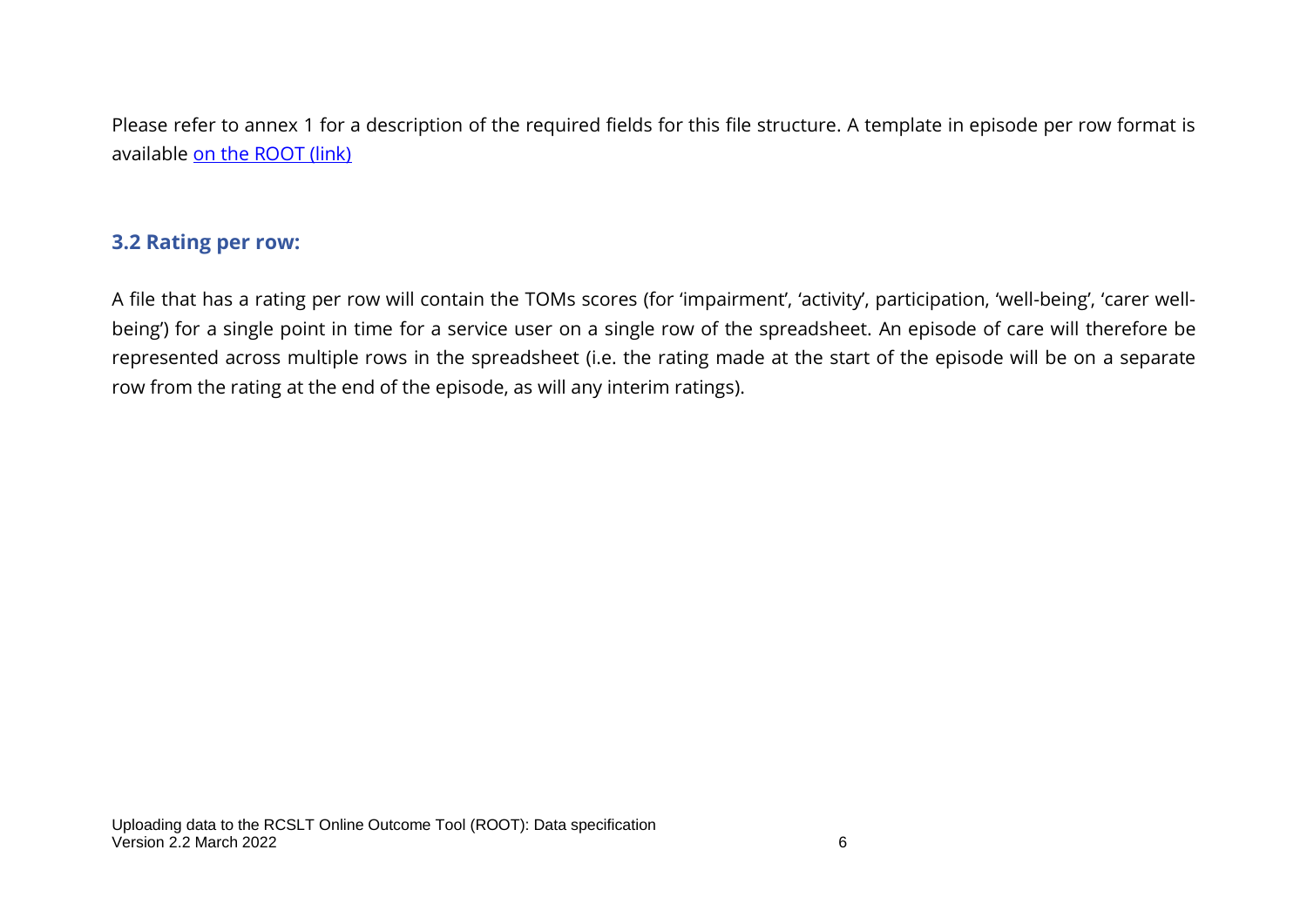Please refer to annex 1 for a description of the required fields for this file structure. A template in episode per row format is available [on the ROOT (link)]

### 3.2 Rating per row:

A file that has a rating per row will contain the TOMs scores (for 'impairment', 'activity', participation, 'well-being', 'carer well-being') for a single point in time for a service user on a single row of the spreadsheet. An episode of care will therefore be represented across multiple rows in the spreadsheet (i.e. the rating made at the start of the episode will be on a separate row from the rating at the end of the episode, as will any interim ratings).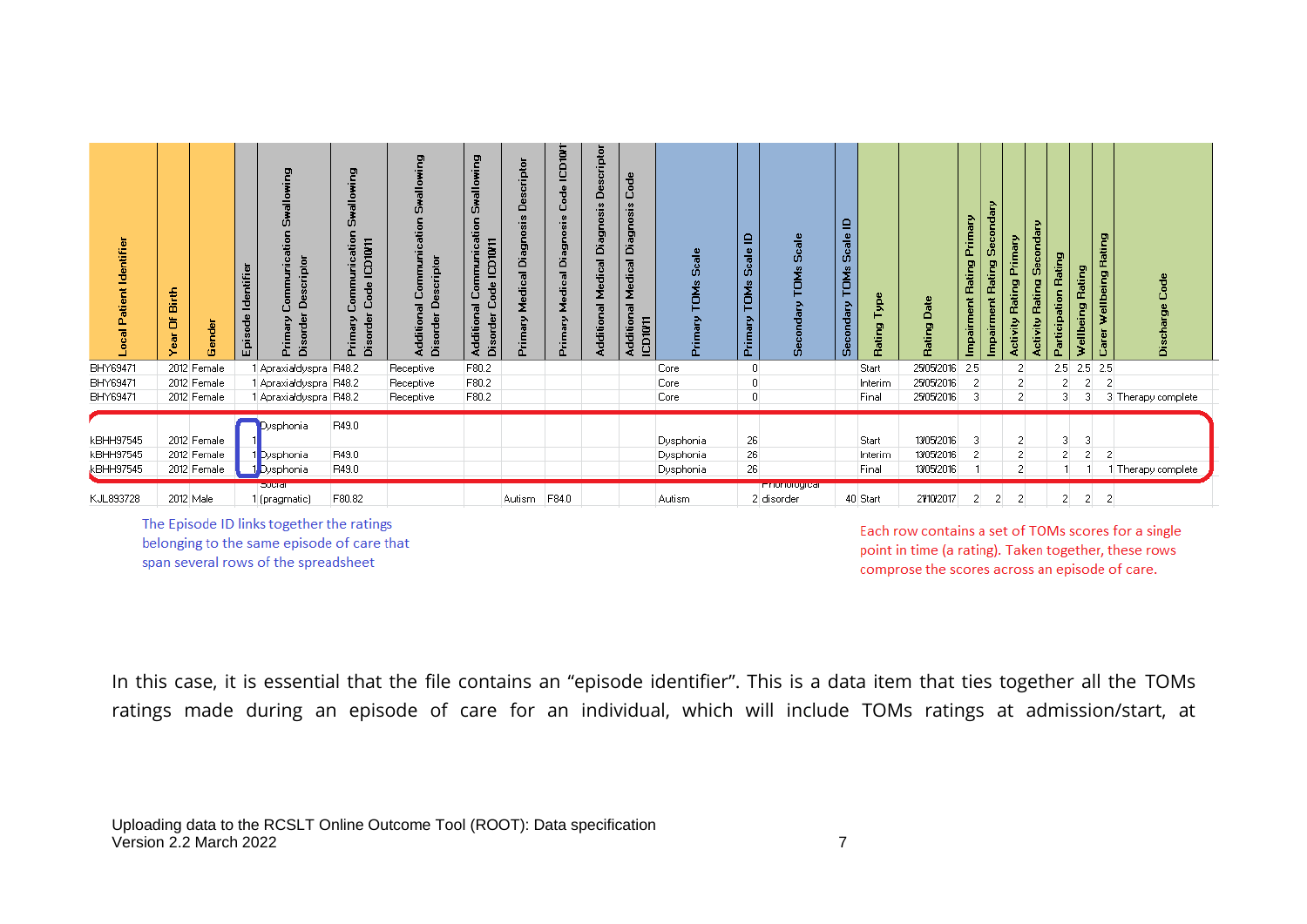| Local Patient Identifier | Year Of Birth | Gender | Episode Identifier | Primary Communication Swallowing Disorder Descriptor | Primary Communication Swallowing Disorder Code ICD10/11 | Additional Communication Swallowing Disorder Descriptor | Additional Communication Swallowing Disorder Code ICD10/11 | Primary Medical Diagnosis Descriptor | Primary Medical Diagnosis Code ICD10/11 | Additional Medical Diagnosis Descriptor | Additional Medical Diagnosis Code ICD10/11 | Primary TOMs Scale | Primary TOMs Scale ID | Secondary TOMs Scale | Secondary TOMs Scale ID | Rating Type | Rating Date | Impairment Rating Primary | Impairment Rating Secondary | Activity Rating Primary | Activity Rating Secondary | Participation Rating | Wellbeing Rating | Carer Wellbeing Rating | Discharge Code |
|---|---|---|---|---|---|---|---|---|---|---|---|---|---|---|---|---|---|---|---|---|---|---|---|---|---|
| BHY69471 | 2012 | Female | 1 | Apraxia/dyspra | R48.2 | Receptive | F80.2 | | | | | Core | 0 | | | Start | 25/05/2016 | 2.5 | | 2 | | 2.5 | 2.5 | 2.5 | |
| BHY69471 | 2012 | Female | 1 | Apraxia/dyspra | R48.2 | Receptive | F80.2 | | | | | Core | 0 | | | Interim | 25/05/2016 | 2 | | 2 | | 2 | 2 | 2 | |
| BHY69471 | 2012 | Female | 1 | Apraxia/dyspra | R48.2 | Receptive | F80.2 | | | | | Core | 0 | | | Final | 25/05/2016 | 3 | | 2 | | 3 | 3 | 3 | Therapy complete |
| kBHH97545 | 2012 | Female | 1 | Dysphonia | R49.0 | | | | | | | Dysphonia | 26 | | | Start | 13/05/2016 | 3 | | 2 | | 3 | 3 | | |
| kBHH97545 | 2012 | Female | 1 | Dysphonia | R49.0 | | | | | | | Dysphonia | 26 | | | Interim | 13/05/2016 | 2 | | 2 | | 2 | 2 | 2 | |
| kBHH97545 | 2012 | Female | 1 | Dysphonia | R49.0 | | | | | | | Dysphonia | 26 | | | Final | 13/05/2016 | 1 | | 2 | | 1 | 1 | 1 | Therapy complete |
| KJL893728 | 2012 | Male | 1 | Social (pragmatic) | F80.82 | | | Autism | F84.0 | | | Autism | 2 | Phonological disorder | 40 | Start | 21/10/2017 | 2 | 2 | 2 | | 2 | 2 | 2 | |

The Episode ID links together the ratings belonging to the same episode of care that span several rows of the spreadsheet

Each row contains a set of TOMs scores for a single point in time (a rating). Taken together, these rows comprose the scores across an episode of care.

In this case, it is essential that the file contains an "episode identifier". This is a data item that ties together all the TOMs ratings made during an episode of care for an individual, which will include TOMs ratings at admission/start, at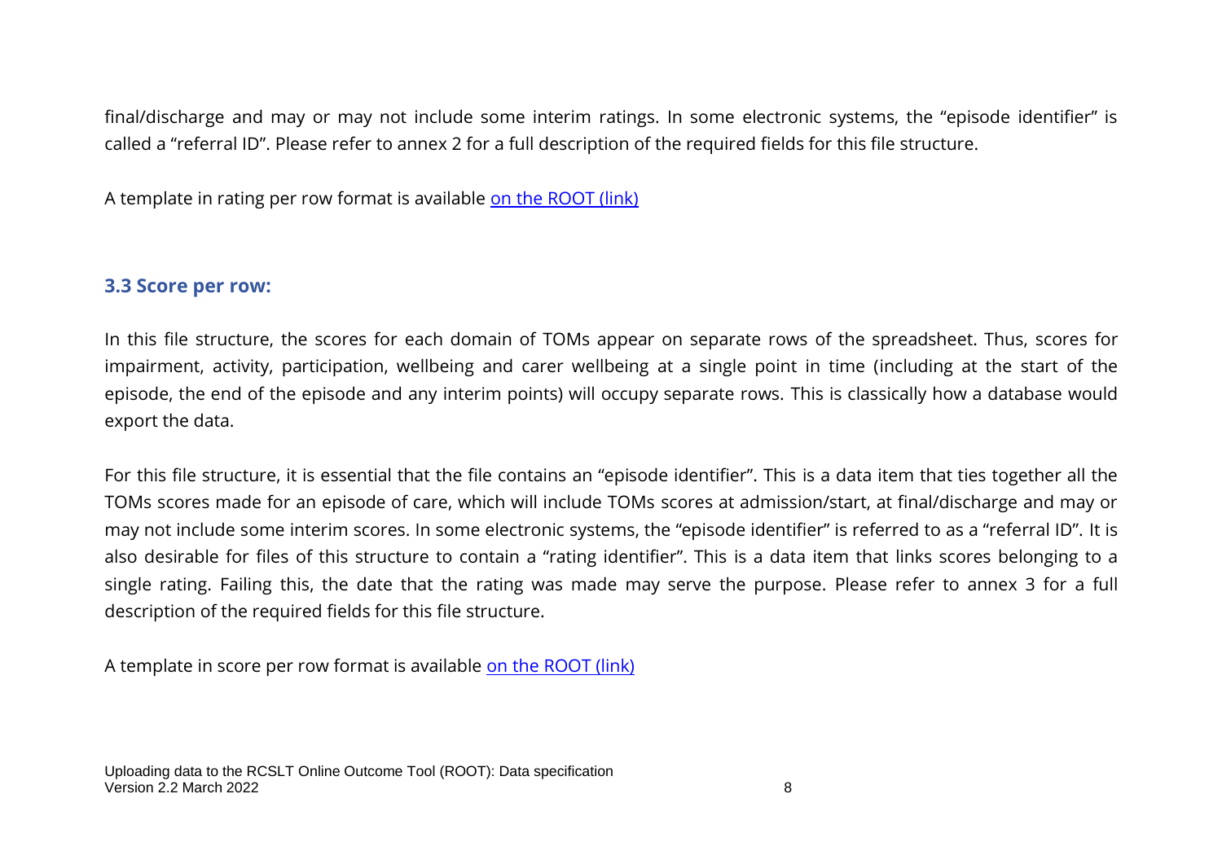final/discharge and may or may not include some interim ratings. In some electronic systems, the "episode identifier" is called a "referral ID". Please refer to annex 2 for a full description of the required fields for this file structure.

A template in rating per row format is available [on the ROOT (link)]()

### 3.3 Score per row:

In this file structure, the scores for each domain of TOMs appear on separate rows of the spreadsheet. Thus, scores for impairment, activity, participation, wellbeing and carer wellbeing at a single point in time (including at the start of the episode, the end of the episode and any interim points) will occupy separate rows. This is classically how a database would export the data.

For this file structure, it is essential that the file contains an "episode identifier". This is a data item that ties together all the TOMs scores made for an episode of care, which will include TOMs scores at admission/start, at final/discharge and may or may not include some interim scores. In some electronic systems, the "episode identifier" is referred to as a "referral ID". It is also desirable for files of this structure to contain a "rating identifier". This is a data item that links scores belonging to a single rating. Failing this, the date that the rating was made may serve the purpose. Please refer to annex 3 for a full description of the required fields for this file structure.

A template in score per row format is available [on the ROOT (link)]()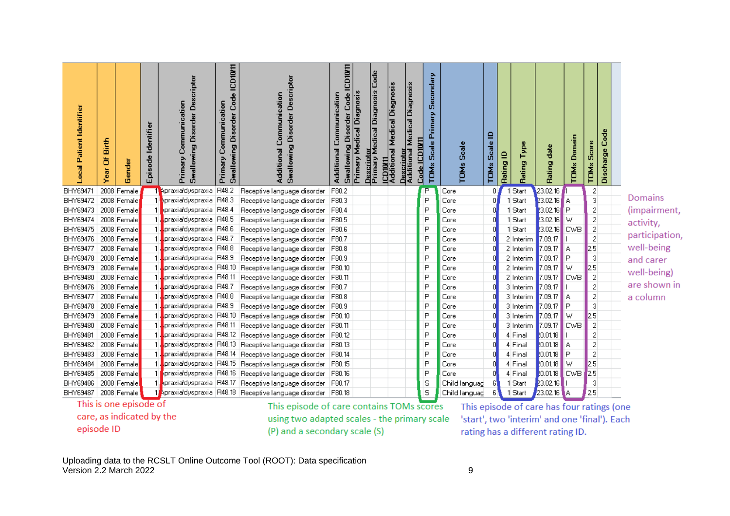| Local Patient Identifier | Year Of Birth | Gender | Episode Identifier | Primary Communication Swallowing Disorder Descriptor | Primary Communication Swallowing Disorder Code ICD10/11 | Additional Communication Swallowing Disorder Descriptor | Additional Communication Swallowing Disorder Code ICD10/11 | Primary Medical Diagnosis Descriptor | Primary Medical Diagnosis Code ICD10/11 | Additional Medical Diagnosis Descriptor | Additional Medical Diagnosis Code ICD10/11 | TOMs Scale Primary Secondary | TOMs Scale | TOMs Scale ID | Rating ID | Rating Type | Rating date | TOMs Domain | TOMs Score | Discharge Code |
|---|---|---|---|---|---|---|---|---|---|---|---|---|---|---|---|---|---|---|---|---|
| BHY69471 | 2008 | Female | 1 | Apraxia/dyspraxia | R48.2 | Receptive language disorder | F80.2 | | | | | P | Core | 0 | 1 | Start | 23.02.16 | I | 2 | |
| BHY69472 | 2008 | Female | 1 | Apraxia/dyspraxia | R48.3 | Receptive language disorder | F80.3 | | | | | P | Core | 0 | 1 | Start | 23.02.16 | A | 3 | |
| BHY69473 | 2008 | Female | 1 | Apraxia/dyspraxia | R48.4 | Receptive language disorder | F80.4 | | | | | P | Core | 0 | 1 | Start | 23.02.16 | P | 2 | |
| BHY69474 | 2008 | Female | 1 | Apraxia/dyspraxia | R48.5 | Receptive language disorder | F80.5 | | | | | P | Core | 0 | 1 | Start | 23.02.16 | W | 2 | |
| BHY69475 | 2008 | Female | 1 | Apraxia/dyspraxia | R48.6 | Receptive language disorder | F80.6 | | | | | P | Core | 0 | 1 | Start | 23.02.16 | CWB | 2 | |
| BHY69476 | 2008 | Female | 1 | Apraxia/dyspraxia | R48.7 | Receptive language disorder | F80.7 | | | | | P | Core | 0 | 2 | Interim | 17.09.17 | I | 2 | |
| BHY69477 | 2008 | Female | 1 | Apraxia/dyspraxia | R48.8 | Receptive language disorder | F80.8 | | | | | P | Core | 0 | 2 | Interim | 17.09.17 | A | 2.5 | |
| BHY69478 | 2008 | Female | 1 | Apraxia/dyspraxia | R48.9 | Receptive language disorder | F80.9 | | | | | P | Core | 0 | 2 | Interim | 17.09.17 | P | 3 | |
| BHY69479 | 2008 | Female | 1 | Apraxia/dyspraxia | R48.10 | Receptive language disorder | F80.10 | | | | | P | Core | 0 | 2 | Interim | 17.09.17 | W | 2.5 | |
| BHY69480 | 2008 | Female | 1 | Apraxia/dyspraxia | R48.11 | Receptive language disorder | F80.11 | | | | | P | Core | 0 | 2 | Interim | 17.09.17 | CWB | 2 | |
| BHY69476 | 2008 | Female | 1 | Apraxia/dyspraxia | R48.7 | Receptive language disorder | F80.7 | | | | | P | Core | 0 | 3 | Interim | 17.09.17 | I | 2 | |
| BHY69477 | 2008 | Female | 1 | Apraxia/dyspraxia | R48.8 | Receptive language disorder | F80.8 | | | | | P | Core | 0 | 3 | Interim | 17.09.17 | A | 2 | |
| BHY69478 | 2008 | Female | 1 | Apraxia/dyspraxia | R48.9 | Receptive language disorder | F80.9 | | | | | P | Core | 0 | 3 | Interim | 17.09.17 | P | 3 | |
| BHY69479 | 2008 | Female | 1 | Apraxia/dyspraxia | R48.10 | Receptive language disorder | F80.10 | | | | | P | Core | 0 | 3 | Interim | 17.09.17 | W | 2.5 | |
| BHY69480 | 2008 | Female | 1 | Apraxia/dyspraxia | R48.11 | Receptive language disorder | F80.11 | | | | | P | Core | 0 | 3 | Interim | 17.09.17 | CWB | 2 | |
| BHY69481 | 2008 | Female | 1 | Apraxia/dyspraxia | R48.12 | Receptive language disorder | F80.12 | | | | | P | Core | 0 | 4 | Final | 20.01.18 | I | 2 | |
| BHY69482 | 2008 | Female | 1 | Apraxia/dyspraxia | R48.13 | Receptive language disorder | F80.13 | | | | | P | Core | 0 | 4 | Final | 20.01.18 | A | 2 | |
| BHY69483 | 2008 | Female | 1 | Apraxia/dyspraxia | R48.14 | Receptive language disorder | F80.14 | | | | | P | Core | 0 | 4 | Final | 20.01.18 | P | 2 | |
| BHY69484 | 2008 | Female | 1 | Apraxia/dyspraxia | R48.15 | Receptive language disorder | F80.15 | | | | | P | Core | 0 | 4 | Final | 20.01.18 | W | 2.5 | |
| BHY69485 | 2008 | Female | 1 | Apraxia/dyspraxia | R48.16 | Receptive language disorder | F80.16 | | | | | P | Core | 0 | 4 | Final | 20.01.18 | CWB | 2.5 | |
| BHY69486 | 2008 | Female | 1 | Apraxia/dyspraxia | R48.17 | Receptive language disorder | F80.17 | | | | | S | Child languag | 6 | 1 | Start | 23.02.16 | I | 3 | |
| BHY69487 | 2008 | Female | 1 | Apraxia/dyspraxia | R48.18 | Receptive language disorder | F80.18 | | | | | S | Child languag | 6 | 1 | Start | 23.02.16 | A | 2.5 | |

Domains (impairment, activity, participation, well-being and carer well-being) are shown in a column

This is one episode of care, as indicated by the episode ID

This episode of care contains TOMs scores using two adapted scales - the primary scale (P) and a secondary scale (S)

This episode of care has four ratings (one 'start', two 'interim' and one 'final'). Each rating has a different rating ID.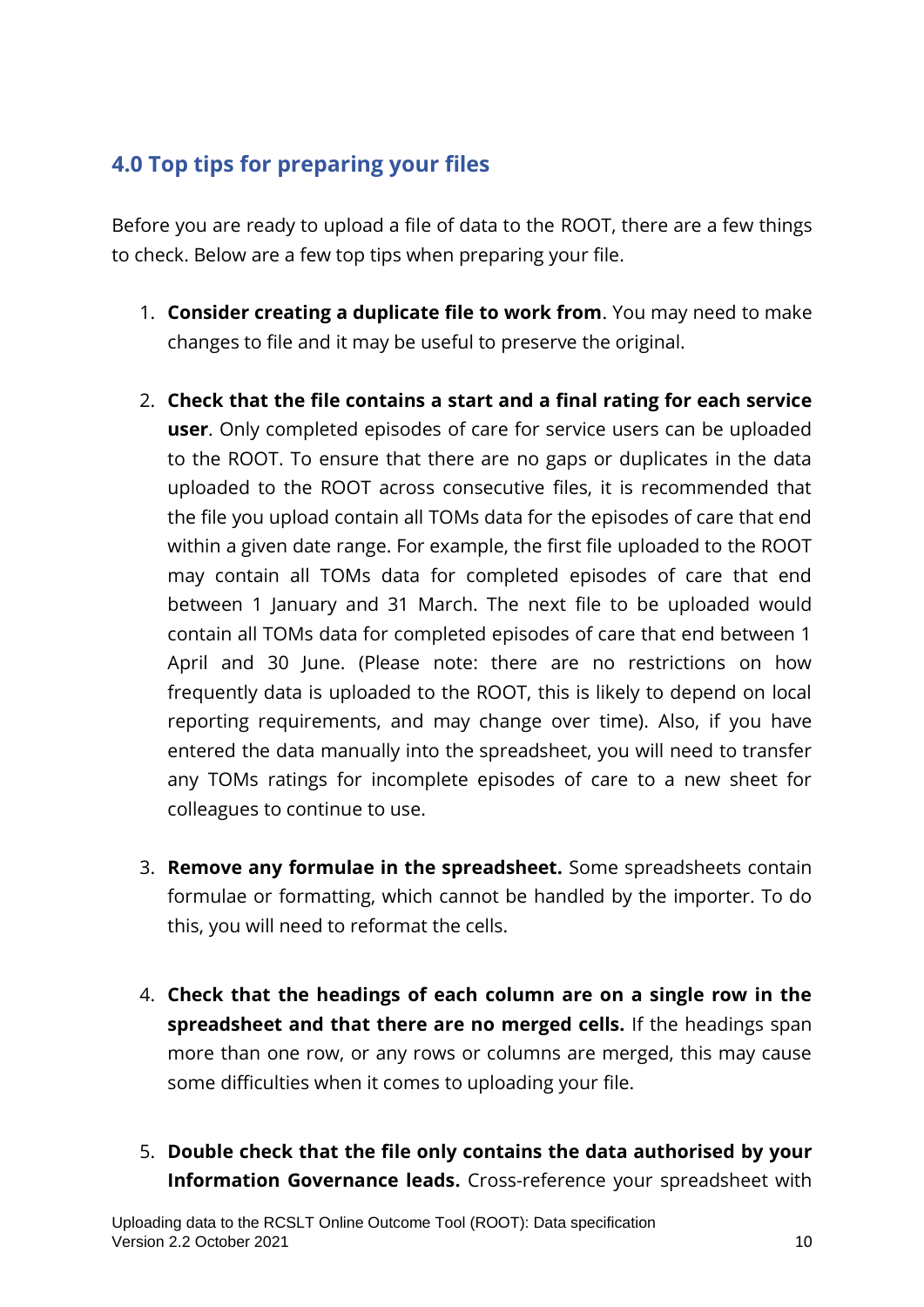## 4.0 Top tips for preparing your files

Before you are ready to upload a file of data to the ROOT, there are a few things to check. Below are a few top tips when preparing your file.

1. **Consider creating a duplicate file to work from**. You may need to make changes to file and it may be useful to preserve the original.

2. **Check that the file contains a start and a final rating for each service user**. Only completed episodes of care for service users can be uploaded to the ROOT. To ensure that there are no gaps or duplicates in the data uploaded to the ROOT across consecutive files, it is recommended that the file you upload contain all TOMs data for the episodes of care that end within a given date range. For example, the first file uploaded to the ROOT may contain all TOMs data for completed episodes of care that end between 1 January and 31 March. The next file to be uploaded would contain all TOMs data for completed episodes of care that end between 1 April and 30 June. (Please note: there are no restrictions on how frequently data is uploaded to the ROOT, this is likely to depend on local reporting requirements, and may change over time). Also, if you have entered the data manually into the spreadsheet, you will need to transfer any TOMs ratings for incomplete episodes of care to a new sheet for colleagues to continue to use.

3. **Remove any formulae in the spreadsheet.** Some spreadsheets contain formulae or formatting, which cannot be handled by the importer. To do this, you will need to reformat the cells.

4. **Check that the headings of each column are on a single row in the spreadsheet and that there are no merged cells.** If the headings span more than one row, or any rows or columns are merged, this may cause some difficulties when it comes to uploading your file.

5. **Double check that the file only contains the data authorised by your Information Governance leads.** Cross-reference your spreadsheet with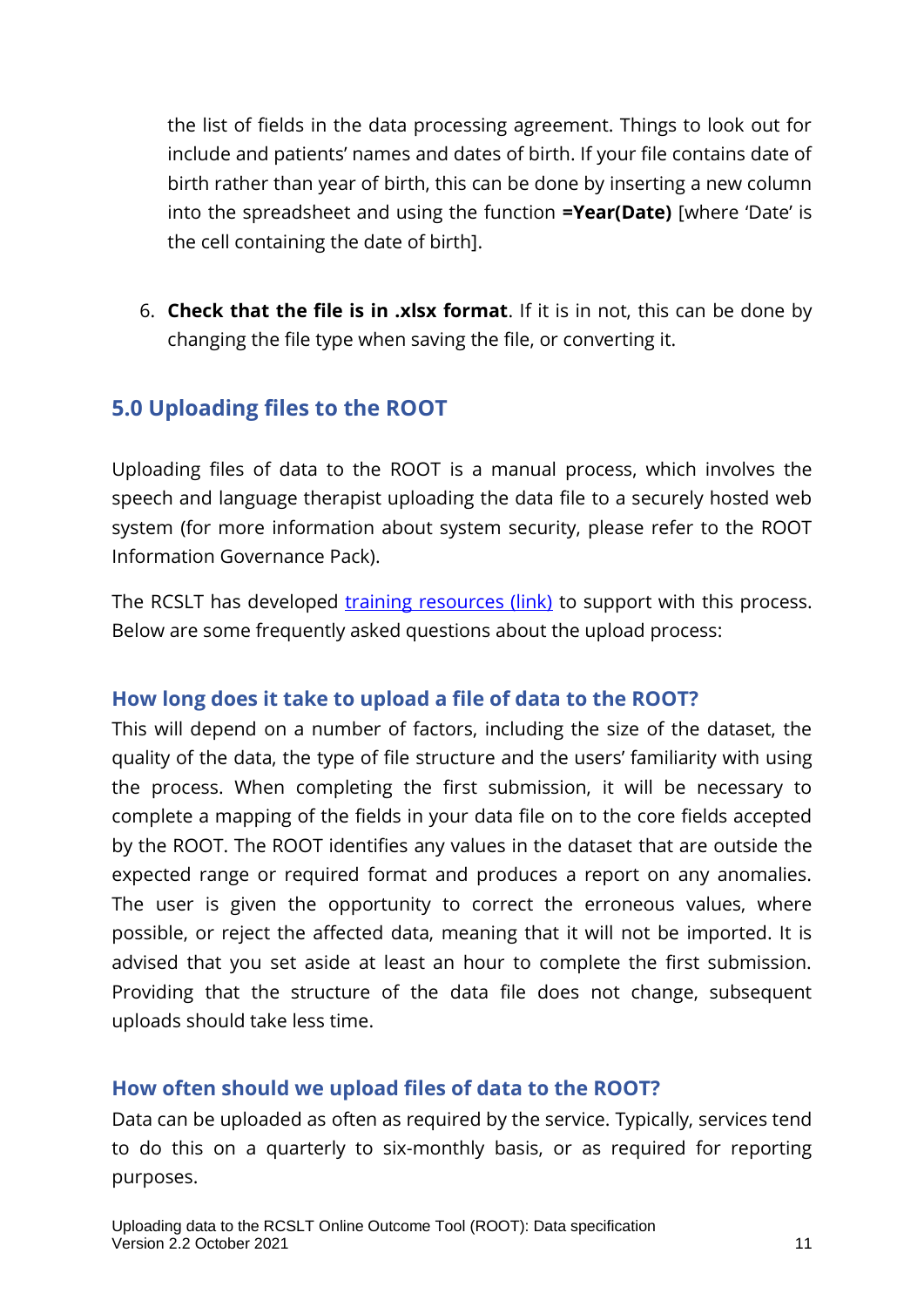the list of fields in the data processing agreement. Things to look out for include and patients' names and dates of birth. If your file contains date of birth rather than year of birth, this can be done by inserting a new column into the spreadsheet and using the function **=Year(Date)** [where 'Date' is the cell containing the date of birth].

6. **Check that the file is in .xlsx format**. If it is in not, this can be done by changing the file type when saving the file, or converting it.

## 5.0 Uploading files to the ROOT

Uploading files of data to the ROOT is a manual process, which involves the speech and language therapist uploading the data file to a securely hosted web system (for more information about system security, please refer to the ROOT Information Governance Pack).

The RCSLT has developed training resources (link) to support with this process. Below are some frequently asked questions about the upload process:

### How long does it take to upload a file of data to the ROOT?

This will depend on a number of factors, including the size of the dataset, the quality of the data, the type of file structure and the users' familiarity with using the process. When completing the first submission, it will be necessary to complete a mapping of the fields in your data file on to the core fields accepted by the ROOT. The ROOT identifies any values in the dataset that are outside the expected range or required format and produces a report on any anomalies. The user is given the opportunity to correct the erroneous values, where possible, or reject the affected data, meaning that it will not be imported. It is advised that you set aside at least an hour to complete the first submission. Providing that the structure of the data file does not change, subsequent uploads should take less time.

### How often should we upload files of data to the ROOT?

Data can be uploaded as often as required by the service. Typically, services tend to do this on a quarterly to six-monthly basis, or as required for reporting purposes.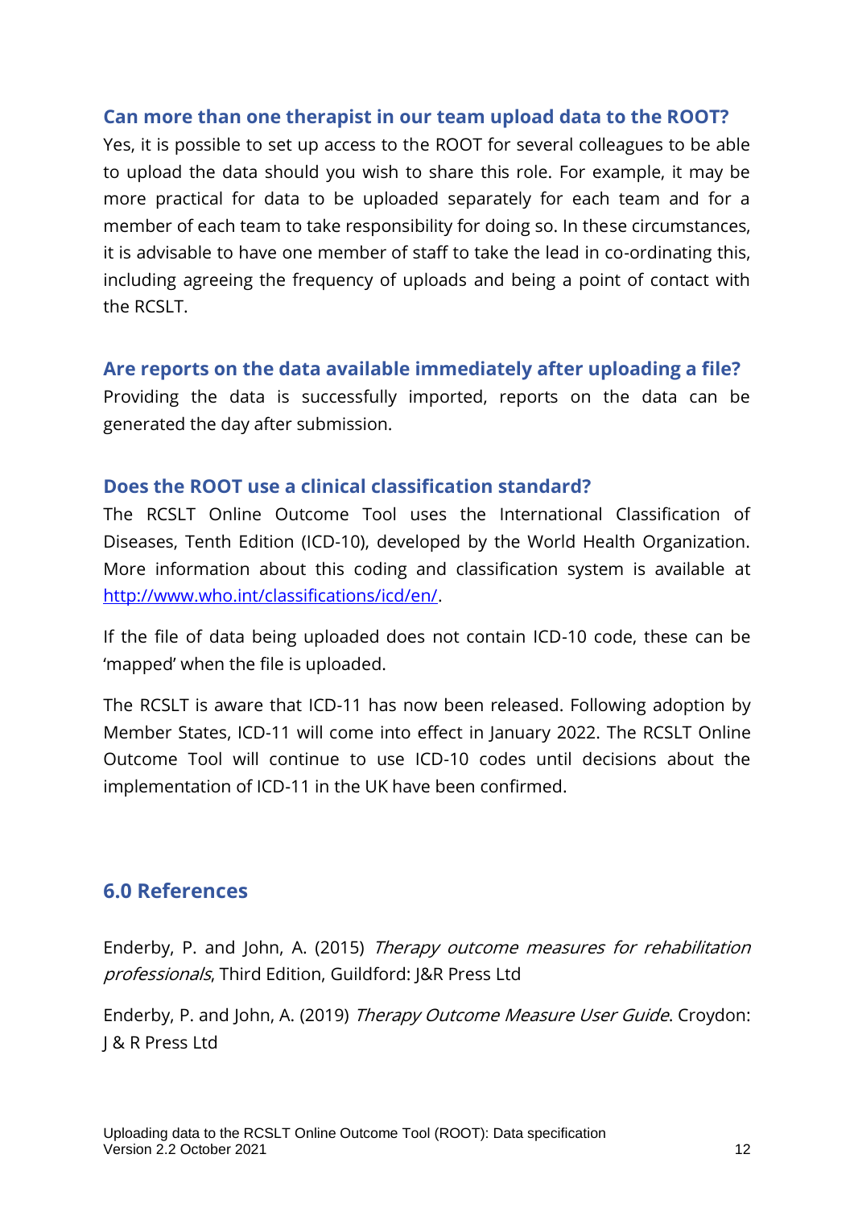### Can more than one therapist in our team upload data to the ROOT?

Yes, it is possible to set up access to the ROOT for several colleagues to be able to upload the data should you wish to share this role. For example, it may be more practical for data to be uploaded separately for each team and for a member of each team to take responsibility for doing so. In these circumstances, it is advisable to have one member of staff to take the lead in co-ordinating this, including agreeing the frequency of uploads and being a point of contact with the RCSLT.

### Are reports on the data available immediately after uploading a file?

Providing the data is successfully imported, reports on the data can be generated the day after submission.

### Does the ROOT use a clinical classification standard?

The RCSLT Online Outcome Tool uses the International Classification of Diseases, Tenth Edition (ICD-10), developed by the World Health Organization. More information about this coding and classification system is available at [http://www.who.int/classifications/icd/en/](http://www.who.int/classifications/icd/en/).

If the file of data being uploaded does not contain ICD-10 code, these can be 'mapped' when the file is uploaded.

The RCSLT is aware that ICD-11 has now been released. Following adoption by Member States, ICD-11 will come into effect in January 2022. The RCSLT Online Outcome Tool will continue to use ICD-10 codes until decisions about the implementation of ICD-11 in the UK have been confirmed.

## 6.0 References

Enderby, P. and John, A. (2015) *Therapy outcome measures for rehabilitation professionals*, Third Edition, Guildford: J&R Press Ltd

Enderby, P. and John, A. (2019) *Therapy Outcome Measure User Guide*. Croydon: J & R Press Ltd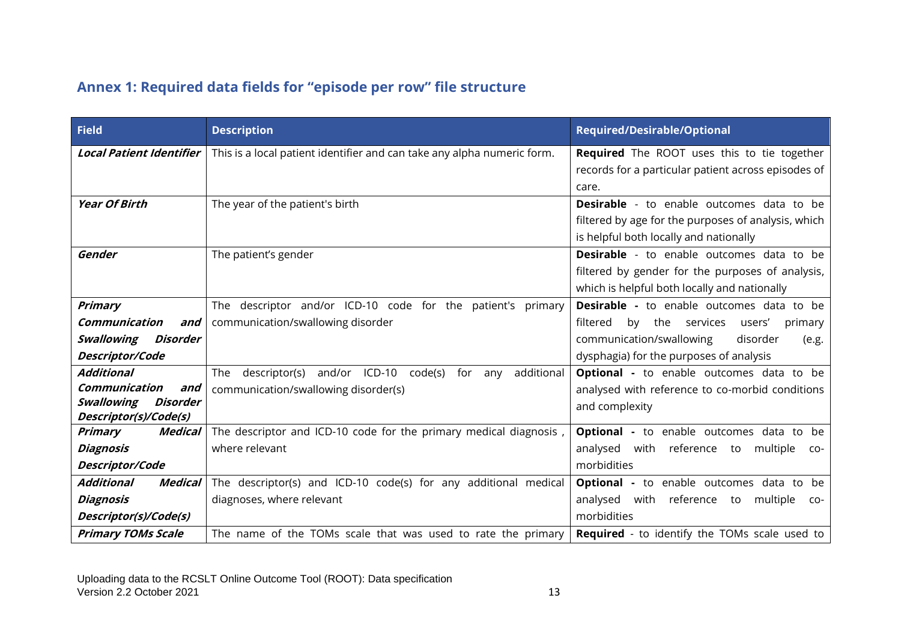## Annex 1: Required data fields for "episode per row" file structure

| Field | Description | Required/Desirable/Optional |
|---|---|---|
| ***Local Patient Identifier*** | This is a local patient identifier and can take any alpha numeric form. | **Required** The ROOT uses this to tie together records for a particular patient across episodes of care. |
| ***Year Of Birth*** | The year of the patient's birth | **Desirable** - to enable outcomes data to be filtered by age for the purposes of analysis, which is helpful both locally and nationally |
| ***Gender*** | The patient's gender | **Desirable** - to enable outcomes data to be filtered by gender for the purposes of analysis, which is helpful both locally and nationally |
| ***Primary Communication and Swallowing Disorder Descriptor/Code*** | The descriptor and/or ICD-10 code for the patient's primary communication/swallowing disorder | **Desirable -** to enable outcomes data to be filtered by the services users' primary communication/swallowing disorder (e.g. dysphagia) for the purposes of analysis |
| ***Additional Communication and Swallowing Disorder Descriptor(s)/Code(s)*** | The descriptor(s) and/or ICD-10 code(s) for any additional communication/swallowing disorder(s) | **Optional -** to enable outcomes data to be analysed with reference to co-morbid conditions and complexity |
| ***Primary Medical Diagnosis Descriptor/Code*** | The descriptor and ICD-10 code for the primary medical diagnosis , where relevant | **Optional -** to enable outcomes data to be analysed with reference to multiple co-morbidities |
| ***Additional Medical Diagnosis Descriptor(s)/Code(s)*** | The descriptor(s) and ICD-10 code(s) for any additional medical diagnoses, where relevant | **Optional -** to enable outcomes data to be analysed with reference to multiple co-morbidities |
| ***Primary TOMs Scale*** | The name of the TOMs scale that was used to rate the primary | **Required** - to identify the TOMs scale used to |

Uploading data to the RCSLT Online Outcome Tool (ROOT): Data specification
Version 2.2 October 2021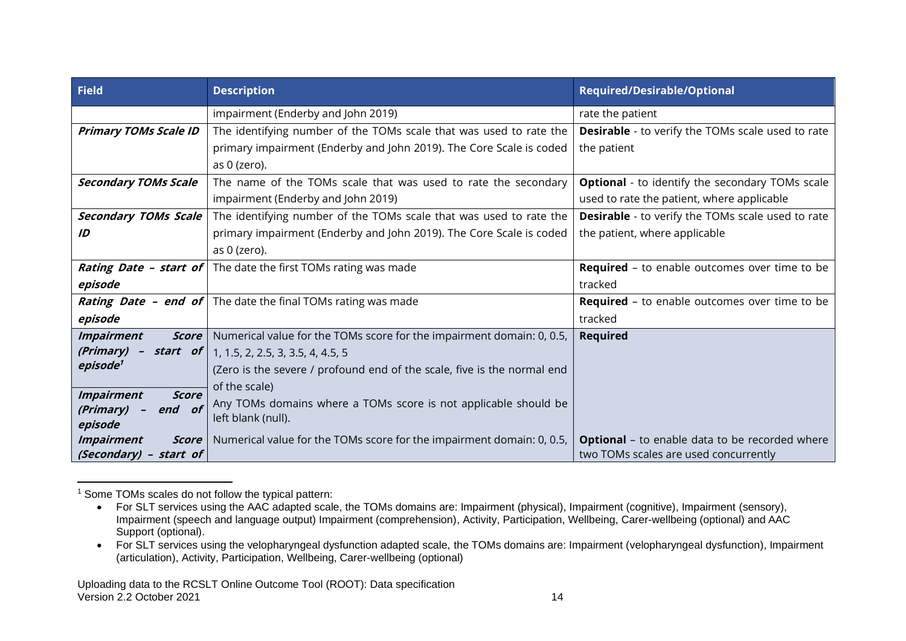| Field | Description | Required/Desirable/Optional |
|---|---|---|
| | impairment (Enderby and John 2019) | rate the patient |
| ***Primary TOMs Scale ID*** | The identifying number of the TOMs scale that was used to rate the primary impairment (Enderby and John 2019). The Core Scale is coded as 0 (zero). | **Desirable** - to verify the TOMs scale used to rate the patient |
| ***Secondary TOMs Scale*** | The name of the TOMs scale that was used to rate the secondary impairment (Enderby and John 2019) | **Optional** - to identify the secondary TOMs scale used to rate the patient, where applicable |
| ***Secondary TOMs Scale ID*** | The identifying number of the TOMs scale that was used to rate the primary impairment (Enderby and John 2019). The Core Scale is coded as 0 (zero). | **Desirable** - to verify the TOMs scale used to rate the patient, where applicable |
| ***Rating Date – start of episode*** | The date the first TOMs rating was made | **Required** – to enable outcomes over time to be tracked |
| ***Rating Date – end of episode*** | The date the final TOMs rating was made | **Required** – to enable outcomes over time to be tracked |
| ***Impairment Score (Primary) – start of episode***[1] | Numerical value for the TOMs score for the impairment domain: 0, 0.5, 1, 1.5, 2, 2.5, 3, 3.5, 4, 4.5, 5 (Zero is the severe / profound end of the scale, five is the normal end of the scale) Any TOMs domains where a TOMs score is not applicable should be left blank (null). | **Required** |
| ***Impairment Score (Primary) – end of episode*** | | |
| ***Impairment Score (Secondary) – start of*** | Numerical value for the TOMs score for the impairment domain: 0, 0.5, | **Optional** – to enable data to be recorded where two TOMs scales are used concurrently |

[1] Some TOMs scales do not follow the typical pattern:

- For SLT services using the AAC adapted scale, the TOMs domains are: Impairment (physical), Impairment (cognitive), Impairment (sensory), Impairment (speech and language output) Impairment (comprehension), Activity, Participation, Wellbeing, Carer-wellbeing (optional) and AAC Support (optional).
- For SLT services using the velopharyngeal dysfunction adapted scale, the TOMs domains are: Impairment (velopharyngeal dysfunction), Impairment (articulation), Activity, Participation, Wellbeing, Carer-wellbeing (optional)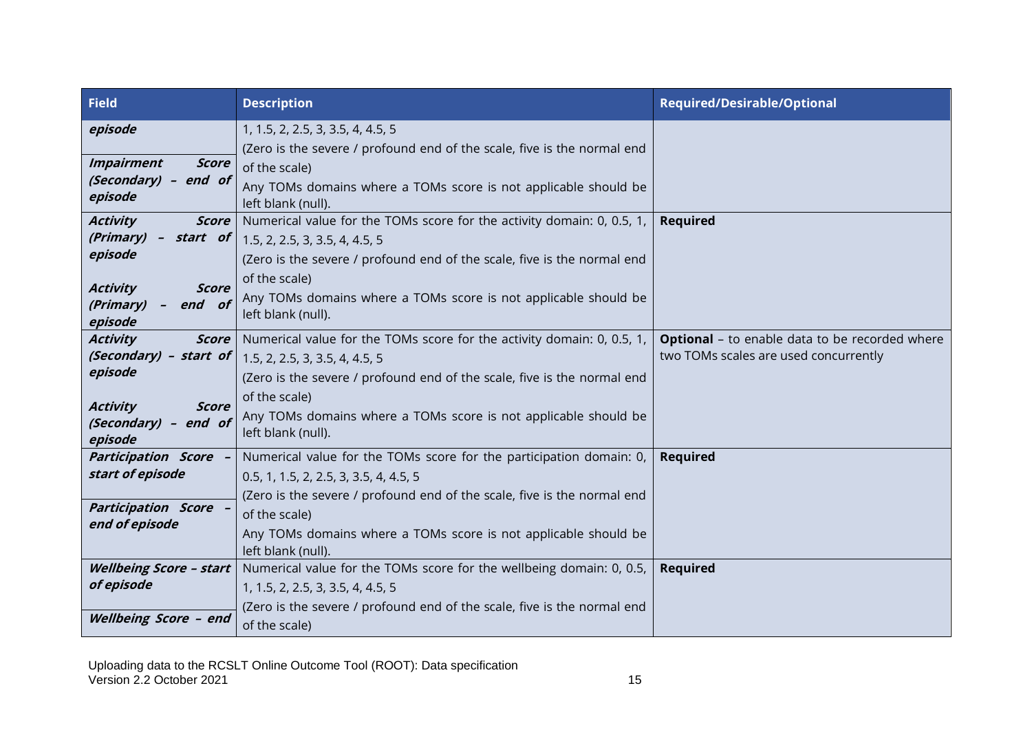| Field | Description | Required/Desirable/Optional |
|---|---|---|
| ***episode*** <br><br> ***Impairment Score (Secondary) – end of episode*** | 1, 1.5, 2, 2.5, 3, 3.5, 4, 4.5, 5 <br> (Zero is the severe / profound end of the scale, five is the normal end of the scale) <br> Any TOMs domains where a TOMs score is not applicable should be left blank (null). | |
| ***Activity Score (Primary) – start of episode*** <br><br> ***Activity Score (Primary) – end of episode*** | Numerical value for the TOMs score for the activity domain: 0, 0.5, 1, 1.5, 2, 2.5, 3, 3.5, 4, 4.5, 5 <br> (Zero is the severe / profound end of the scale, five is the normal end of the scale) <br> Any TOMs domains where a TOMs score is not applicable should be left blank (null). | **Required** |
| ***Activity Score (Secondary) – start of episode*** <br><br> ***Activity Score (Secondary) – end of episode*** | Numerical value for the TOMs score for the activity domain: 0, 0.5, 1, 1.5, 2, 2.5, 3, 3.5, 4, 4.5, 5 <br> (Zero is the severe / profound end of the scale, five is the normal end of the scale) <br> Any TOMs domains where a TOMs score is not applicable should be left blank (null). | **Optional** – to enable data to be recorded where two TOMs scales are used concurrently |
| ***Participation Score – start of episode*** <br><br> ***Participation Score – end of episode*** | Numerical value for the TOMs score for the participation domain: 0, 0.5, 1, 1.5, 2, 2.5, 3, 3.5, 4, 4.5, 5 <br> (Zero is the severe / profound end of the scale, five is the normal end of the scale) <br> Any TOMs domains where a TOMs score is not applicable should be left blank (null). | **Required** |
| ***Wellbeing Score – start of episode*** <br><br> ***Wellbeing Score – end*** | Numerical value for the TOMs score for the wellbeing domain: 0, 0.5, 1, 1.5, 2, 2.5, 3, 3.5, 4, 4.5, 5 <br> (Zero is the severe / profound end of the scale, five is the normal end of the scale) | **Required** |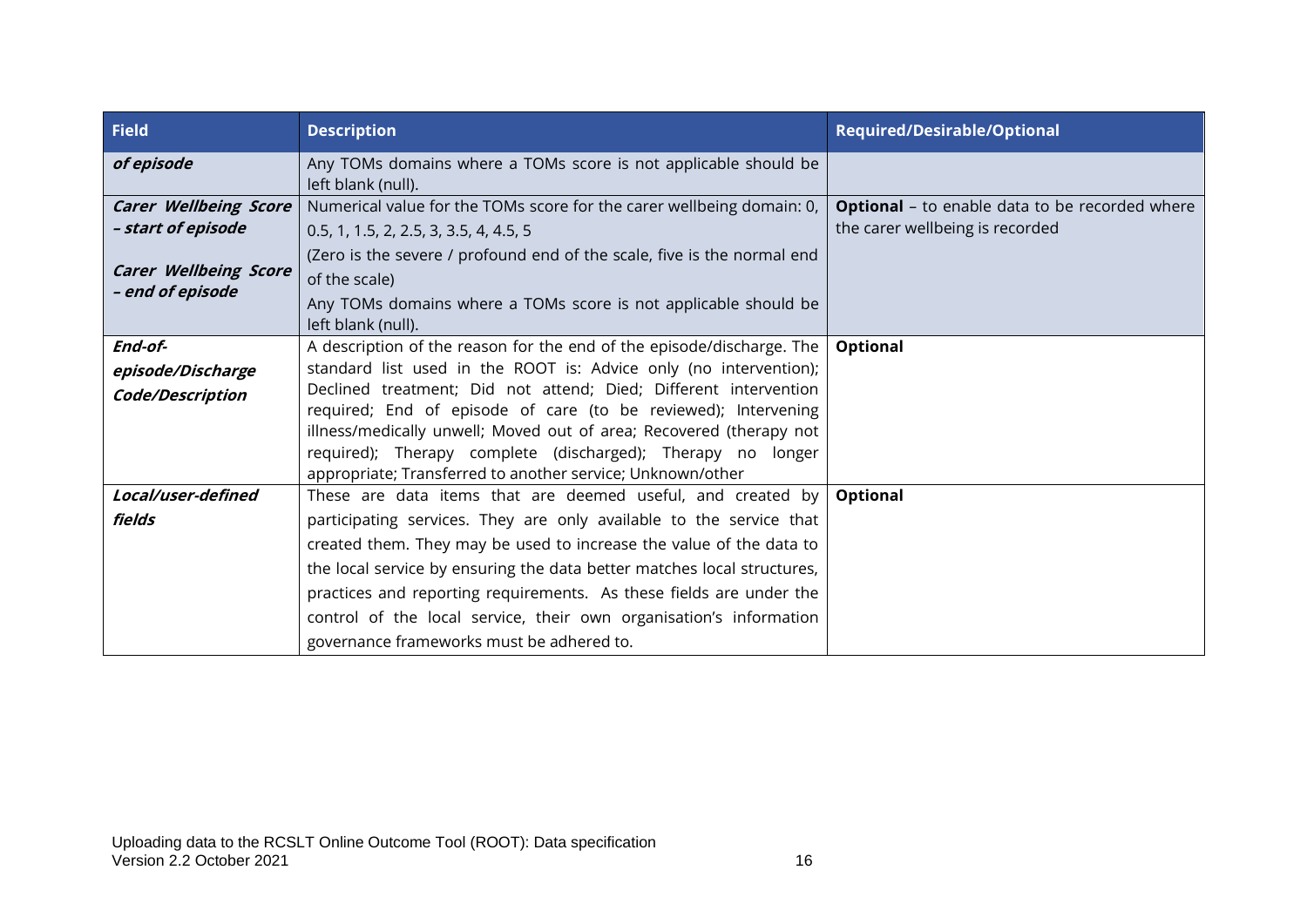| Field | Description | Required/Desirable/Optional |
|---|---|---|
| ***of episode*** | Any TOMs domains where a TOMs score is not applicable should be left blank (null). | |
| ***Carer Wellbeing Score – start of episode***<br><br>***Carer Wellbeing Score – end of episode*** | Numerical value for the TOMs score for the carer wellbeing domain: 0, 0.5, 1, 1.5, 2, 2.5, 3, 3.5, 4, 4.5, 5<br>(Zero is the severe / profound end of the scale, five is the normal end of the scale)<br>Any TOMs domains where a TOMs score is not applicable should be left blank (null). | **Optional** – to enable data to be recorded where the carer wellbeing is recorded |
| ***End-of-episode/Discharge Code/Description*** | A description of the reason for the end of the episode/discharge. The standard list used in the ROOT is: Advice only (no intervention); Declined treatment; Did not attend; Died; Different intervention required; End of episode of care (to be reviewed); Intervening illness/medically unwell; Moved out of area; Recovered (therapy not required); Therapy complete (discharged); Therapy no longer appropriate; Transferred to another service; Unknown/other | **Optional** |
| ***Local/user-defined fields*** | These are data items that are deemed useful, and created by participating services. They are only available to the service that created them. They may be used to increase the value of the data to the local service by ensuring the data better matches local structures, practices and reporting requirements. As these fields are under the control of the local service, their own organisation's information governance frameworks must be adhered to. | **Optional** |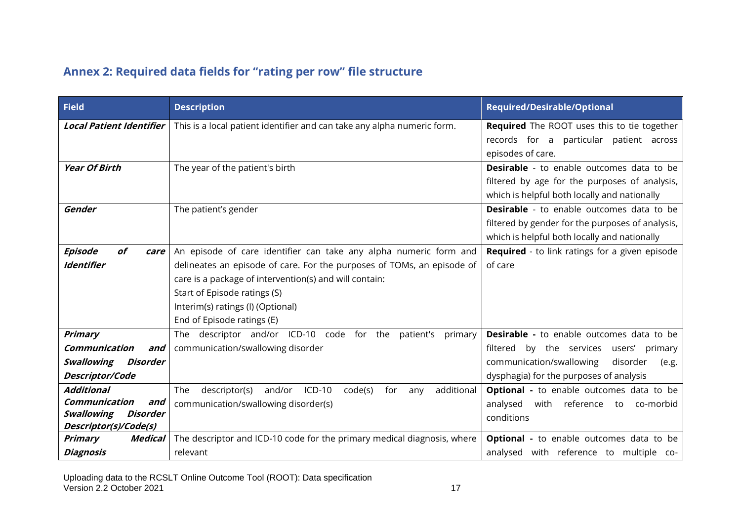## Annex 2: Required data fields for "rating per row" file structure

| Field | Description | Required/Desirable/Optional |
| --- | --- | --- |
| ***Local Patient Identifier*** | This is a local patient identifier and can take any alpha numeric form. | **Required** The ROOT uses this to tie together records for a particular patient across episodes of care. |
| ***Year Of Birth*** | The year of the patient's birth | **Desirable** - to enable outcomes data to be filtered by age for the purposes of analysis, which is helpful both locally and nationally |
| ***Gender*** | The patient's gender | **Desirable** - to enable outcomes data to be filtered by gender for the purposes of analysis, which is helpful both locally and nationally |
| ***Episode of care Identifier*** | An episode of care identifier can take any alpha numeric form and delineates an episode of care. For the purposes of TOMs, an episode of care is a package of intervention(s) and will contain:<br>Start of Episode ratings (S)<br>Interim(s) ratings (I) (Optional)<br>End of Episode ratings (E) | **Required** - to link ratings for a given episode of care |
| ***Primary Communication and Swallowing Disorder Descriptor/Code*** | The descriptor and/or ICD-10 code for the patient's primary communication/swallowing disorder | **Desirable -** to enable outcomes data to be filtered by the services users' primary communication/swallowing disorder (e.g. dysphagia) for the purposes of analysis |
| ***Additional Communication and Swallowing Disorder Descriptor(s)/Code(s)*** | The descriptor(s) and/or ICD-10 code(s) for any additional communication/swallowing disorder(s) | **Optional -** to enable outcomes data to be analysed with reference to co-morbid conditions |
| ***Primary Medical Diagnosis*** | The descriptor and ICD-10 code for the primary medical diagnosis, where relevant | **Optional -** to enable outcomes data to be analysed with reference to multiple co- |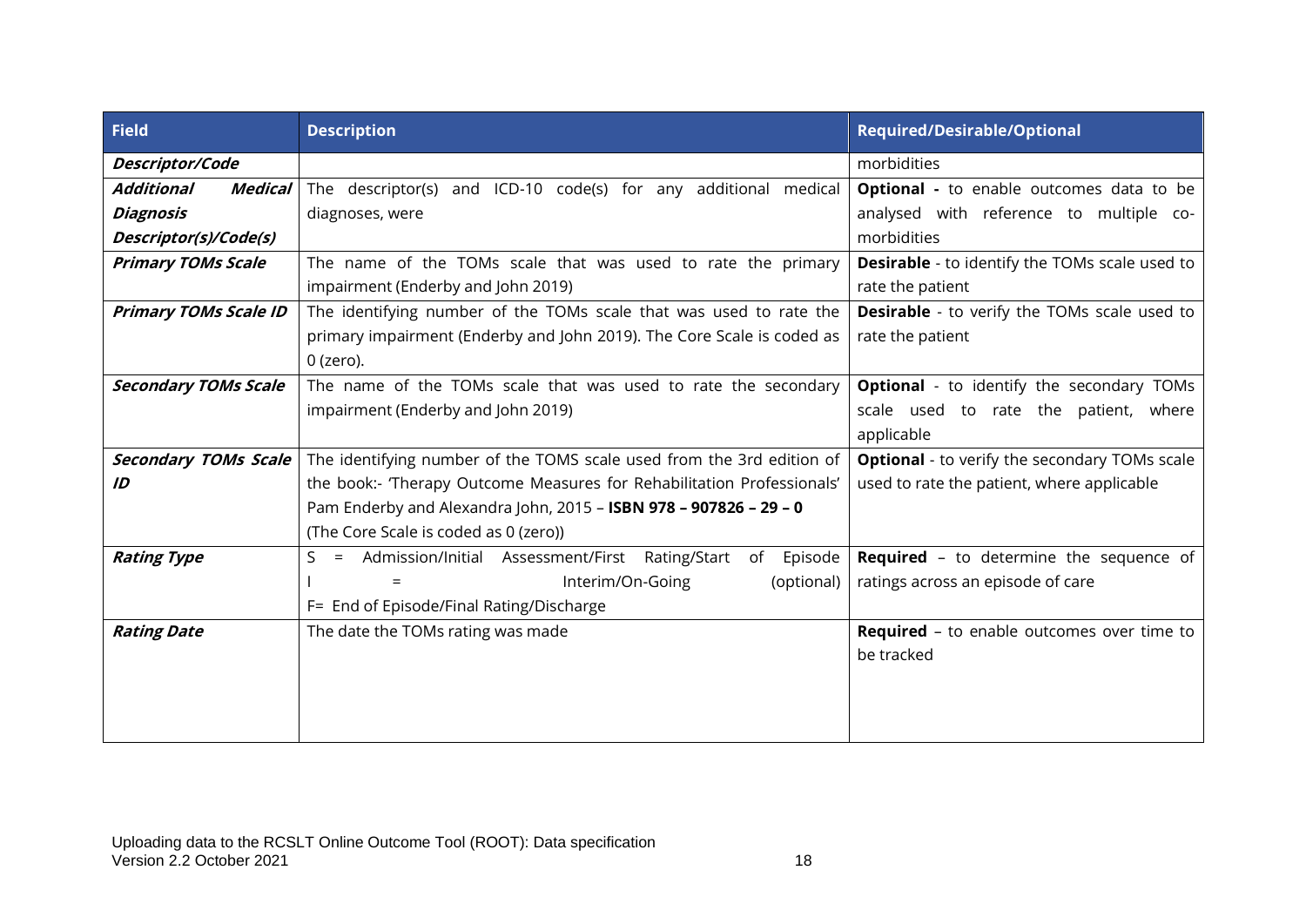| Field | Description | Required/Desirable/Optional |
| --- | --- | --- |
| ***Descriptor/Code*** | | morbidities |
| ***Additional Medical Diagnosis Descriptor(s)/Code(s)*** | The descriptor(s) and ICD-10 code(s) for any additional medical diagnoses, were | **Optional -** to enable outcomes data to be analysed with reference to multiple co-morbidities |
| ***Primary TOMs Scale*** | The name of the TOMs scale that was used to rate the primary impairment (Enderby and John 2019) | **Desirable** - to identify the TOMs scale used to rate the patient |
| ***Primary TOMs Scale ID*** | The identifying number of the TOMs scale that was used to rate the primary impairment (Enderby and John 2019). The Core Scale is coded as 0 (zero). | **Desirable** - to verify the TOMs scale used to rate the patient |
| ***Secondary TOMs Scale*** | The name of the TOMs scale that was used to rate the secondary impairment (Enderby and John 2019) | **Optional** - to identify the secondary TOMs scale used to rate the patient, where applicable |
| ***Secondary TOMs Scale ID*** | The identifying number of the TOMS scale used from the 3rd edition of the book:- 'Therapy Outcome Measures for Rehabilitation Professionals' Pam Enderby and Alexandra John, 2015 – **ISBN 978 – 907826 – 29 – 0** (The Core Scale is coded as 0 (zero)) | **Optional** - to verify the secondary TOMs scale used to rate the patient, where applicable |
| ***Rating Type*** | S = Admission/Initial Assessment/First Rating/Start of Episode<br>I = Interim/On-Going (optional)<br>F= End of Episode/Final Rating/Discharge | **Required** – to determine the sequence of ratings across an episode of care |
| ***Rating Date*** | The date the TOMs rating was made | **Required** – to enable outcomes over time to be tracked |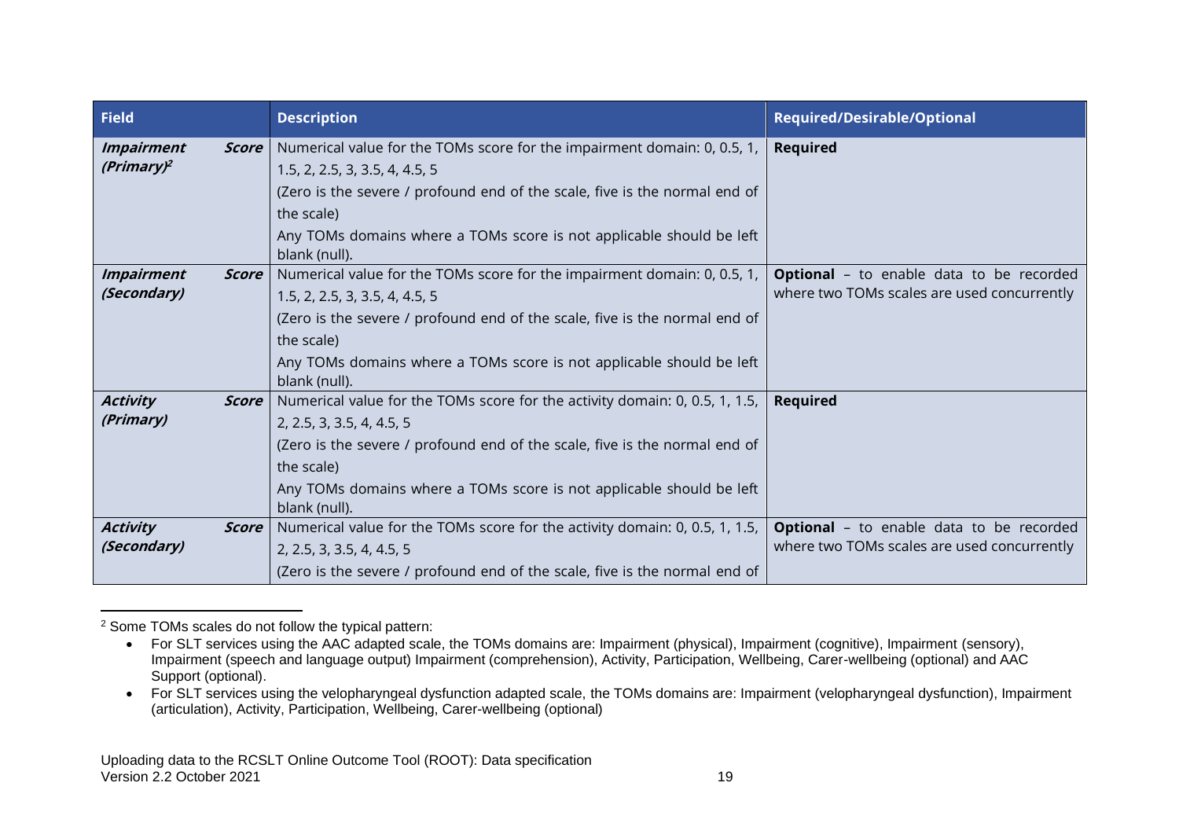| Field | Description | Required/Desirable/Optional |
|---|---|---|
| ***Impairment Score (Primary)***[2] | Numerical value for the TOMs score for the impairment domain: 0, 0.5, 1, 1.5, 2, 2.5, 3, 3.5, 4, 4.5, 5<br>(Zero is the severe / profound end of the scale, five is the normal end of the scale)<br>Any TOMs domains where a TOMs score is not applicable should be left blank (null). | **Required** |
| ***Impairment Score (Secondary)*** | Numerical value for the TOMs score for the impairment domain: 0, 0.5, 1, 1.5, 2, 2.5, 3, 3.5, 4, 4.5, 5<br>(Zero is the severe / profound end of the scale, five is the normal end of the scale)<br>Any TOMs domains where a TOMs score is not applicable should be left blank (null). | **Optional** – to enable data to be recorded where two TOMs scales are used concurrently |
| ***Activity Score (Primary)*** | Numerical value for the TOMs score for the activity domain: 0, 0.5, 1, 1.5, 2, 2.5, 3, 3.5, 4, 4.5, 5<br>(Zero is the severe / profound end of the scale, five is the normal end of the scale)<br>Any TOMs domains where a TOMs score is not applicable should be left blank (null). | **Required** |
| ***Activity Score (Secondary)*** | Numerical value for the TOMs score for the activity domain: 0, 0.5, 1, 1.5, 2, 2.5, 3, 3.5, 4, 4.5, 5<br>(Zero is the severe / profound end of the scale, five is the normal end of | **Optional** – to enable data to be recorded where two TOMs scales are used concurrently |

[2] Some TOMs scales do not follow the typical pattern:

- For SLT services using the AAC adapted scale, the TOMs domains are: Impairment (physical), Impairment (cognitive), Impairment (sensory), Impairment (speech and language output) Impairment (comprehension), Activity, Participation, Wellbeing, Carer-wellbeing (optional) and AAC Support (optional).
- For SLT services using the velopharyngeal dysfunction adapted scale, the TOMs domains are: Impairment (velopharyngeal dysfunction), Impairment (articulation), Activity, Participation, Wellbeing, Carer-wellbeing (optional)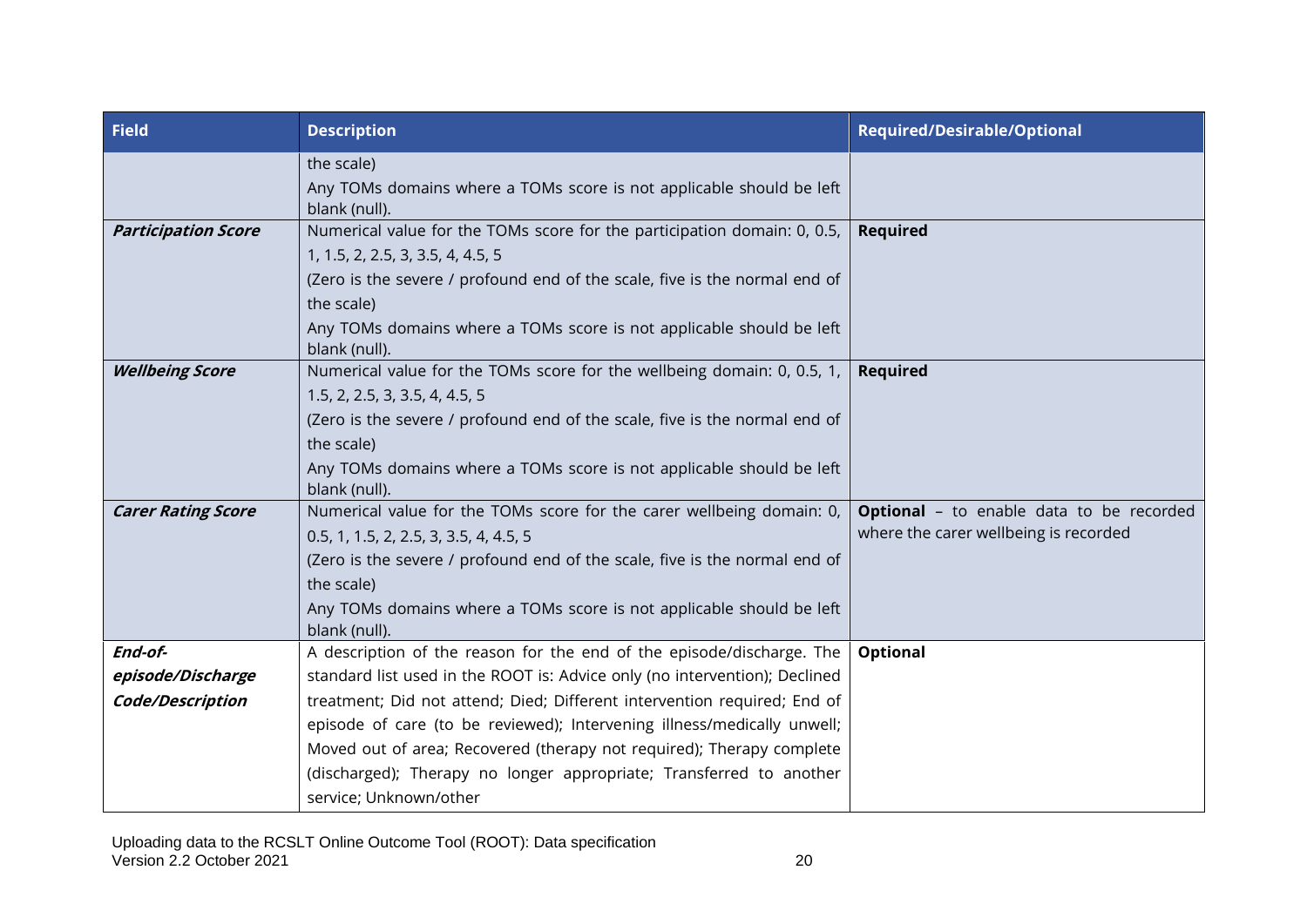| Field | Description | Required/Desirable/Optional |
| --- | --- | --- |
| | the scale)<br>Any TOMs domains where a TOMs score is not applicable should be left blank (null). | |
| ***Participation Score*** | Numerical value for the TOMs score for the participation domain: 0, 0.5, 1, 1.5, 2, 2.5, 3, 3.5, 4, 4.5, 5<br>(Zero is the severe / profound end of the scale, five is the normal end of the scale)<br>Any TOMs domains where a TOMs score is not applicable should be left blank (null). | **Required** |
| ***Wellbeing Score*** | Numerical value for the TOMs score for the wellbeing domain: 0, 0.5, 1, 1.5, 2, 2.5, 3, 3.5, 4, 4.5, 5<br>(Zero is the severe / profound end of the scale, five is the normal end of the scale)<br>Any TOMs domains where a TOMs score is not applicable should be left blank (null). | **Required** |
| ***Carer Rating Score*** | Numerical value for the TOMs score for the carer wellbeing domain: 0, 0.5, 1, 1.5, 2, 2.5, 3, 3.5, 4, 4.5, 5<br>(Zero is the severe / profound end of the scale, five is the normal end of the scale)<br>Any TOMs domains where a TOMs score is not applicable should be left blank (null). | **Optional** – to enable data to be recorded where the carer wellbeing is recorded |
| ***End-of-episode/Discharge Code/Description*** | A description of the reason for the end of the episode/discharge. The standard list used in the ROOT is: Advice only (no intervention); Declined treatment; Did not attend; Died; Different intervention required; End of episode of care (to be reviewed); Intervening illness/medically unwell; Moved out of area; Recovered (therapy not required); Therapy complete (discharged); Therapy no longer appropriate; Transferred to another service; Unknown/other | **Optional** |

Uploading data to the RCSLT Online Outcome Tool (ROOT): Data specification
Version 2.2 October 2021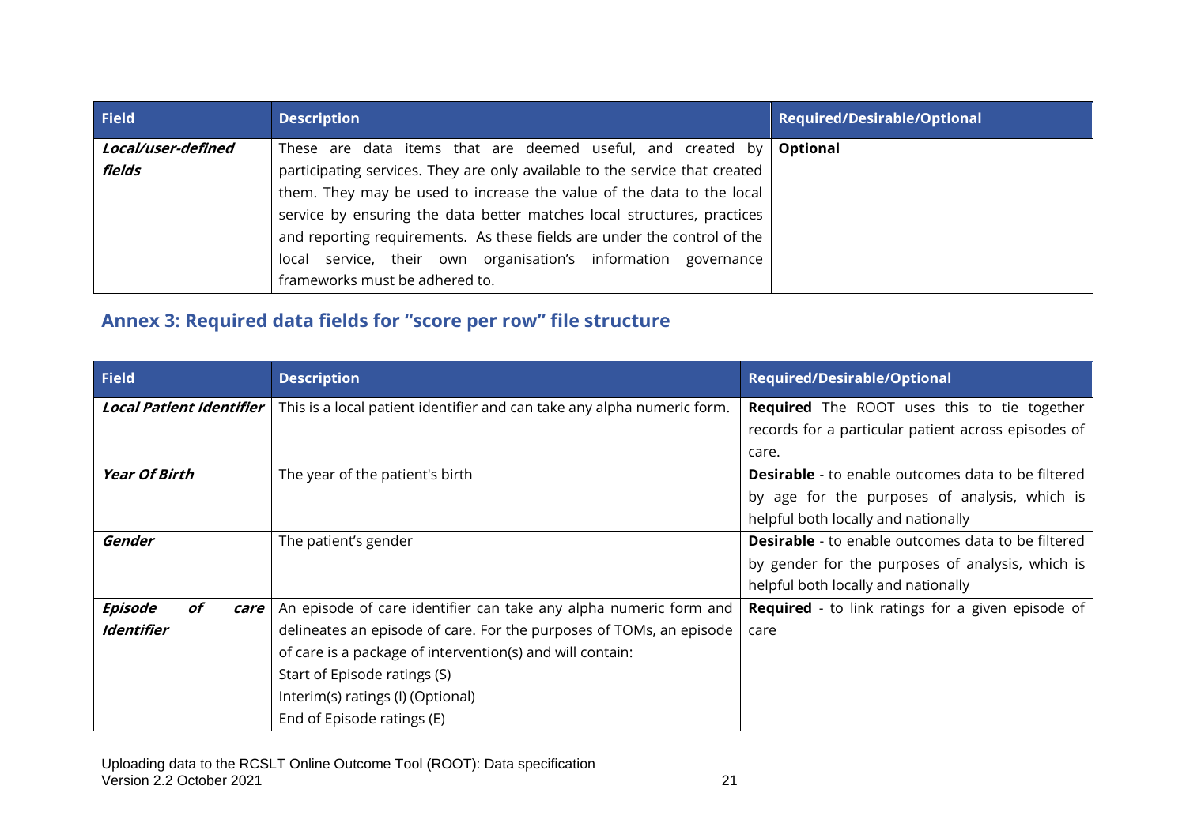| Field | Description | Required/Desirable/Optional |
| --- | --- | --- |
| ***Local/user-defined fields*** | These are data items that are deemed useful, and created by participating services. They are only available to the service that created them. They may be used to increase the value of the data to the local service by ensuring the data better matches local structures, practices and reporting requirements. As these fields are under the control of the local service, their own organisation's information governance frameworks must be adhered to. | **Optional** |

## Annex 3: Required data fields for "score per row" file structure

| Field | Description | Required/Desirable/Optional |
| --- | --- | --- |
| ***Local Patient Identifier*** | This is a local patient identifier and can take any alpha numeric form. | **Required** The ROOT uses this to tie together records for a particular patient across episodes of care. |
| ***Year Of Birth*** | The year of the patient's birth | **Desirable** - to enable outcomes data to be filtered by age for the purposes of analysis, which is helpful both locally and nationally |
| ***Gender*** | The patient's gender | **Desirable** - to enable outcomes data to be filtered by gender for the purposes of analysis, which is helpful both locally and nationally |
| ***Episode of care Identifier*** | An episode of care identifier can take any alpha numeric form and delineates an episode of care. For the purposes of TOMs, an episode of care is a package of intervention(s) and will contain:<br>Start of Episode ratings (S)<br>Interim(s) ratings (I) (Optional)<br>End of Episode ratings (E) | **Required** - to link ratings for a given episode of care |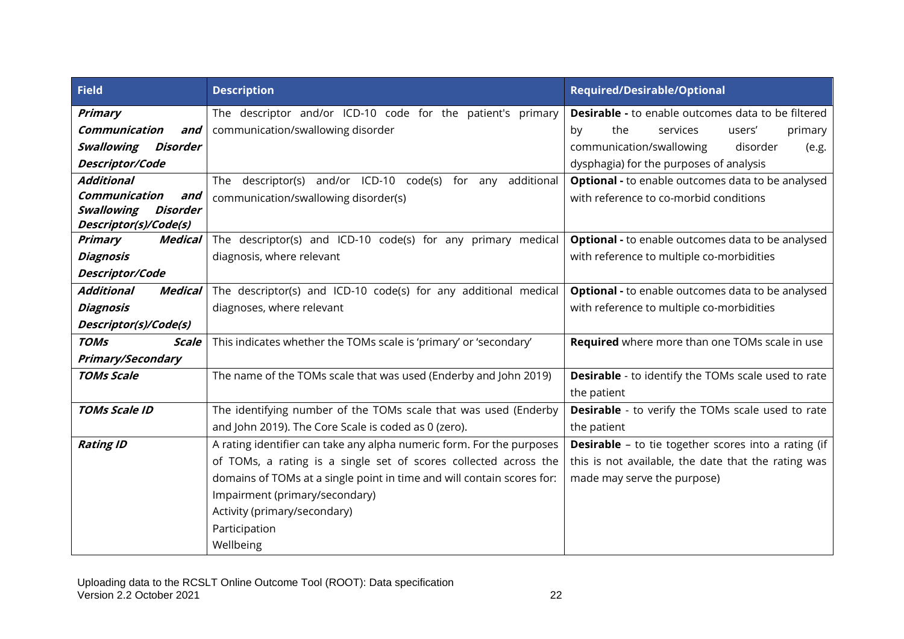| Field | Description | Required/Desirable/Optional |
|---|---|---|
| ***Primary Communication and Swallowing Disorder Descriptor/Code*** | The descriptor and/or ICD-10 code for the patient's primary communication/swallowing disorder | **Desirable -** to enable outcomes data to be filtered by the services users' primary communication/swallowing disorder (e.g. dysphagia) for the purposes of analysis |
| ***Additional Communication and Swallowing Disorder Descriptor(s)/Code(s)*** | The descriptor(s) and/or ICD-10 code(s) for any additional communication/swallowing disorder(s) | **Optional -** to enable outcomes data to be analysed with reference to co-morbid conditions |
| ***Primary Medical Diagnosis Descriptor/Code*** | The descriptor(s) and ICD-10 code(s) for any primary medical diagnosis, where relevant | **Optional -** to enable outcomes data to be analysed with reference to multiple co-morbidities |
| ***Additional Medical Diagnosis Descriptor(s)/Code(s)*** | The descriptor(s) and ICD-10 code(s) for any additional medical diagnoses, where relevant | **Optional -** to enable outcomes data to be analysed with reference to multiple co-morbidities |
| ***TOMs Scale Primary/Secondary*** | This indicates whether the TOMs scale is 'primary' or 'secondary' | **Required** where more than one TOMs scale in use |
| ***TOMs Scale*** | The name of the TOMs scale that was used (Enderby and John 2019) | **Desirable** - to identify the TOMs scale used to rate the patient |
| ***TOMs Scale ID*** | The identifying number of the TOMs scale that was used (Enderby and John 2019). The Core Scale is coded as 0 (zero). | **Desirable** - to verify the TOMs scale used to rate the patient |
| ***Rating ID*** | A rating identifier can take any alpha numeric form. For the purposes of TOMs, a rating is a single set of scores collected across the domains of TOMs at a single point in time and will contain scores for:<br>Impairment (primary/secondary)<br>Activity (primary/secondary)<br>Participation<br>Wellbeing | **Desirable** – to tie together scores into a rating (if this is not available, the date that the rating was made may serve the purpose) |

Uploading data to the RCSLT Online Outcome Tool (ROOT): Data specification
Version 2.2 October 2021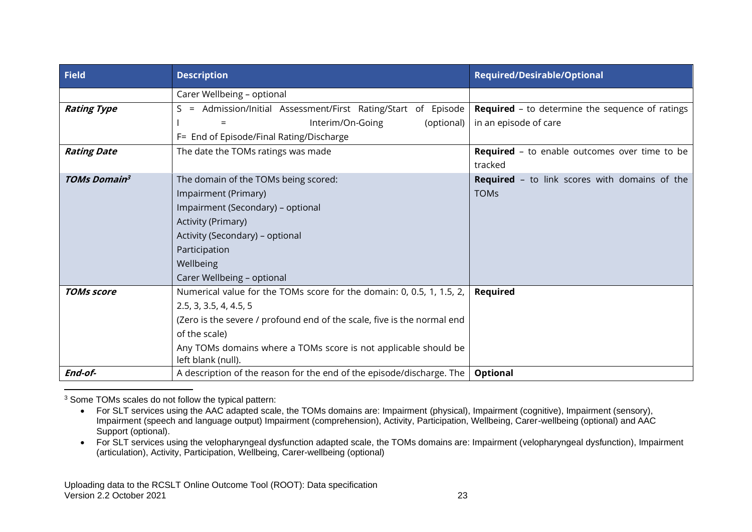| Field | Description | Required/Desirable/Optional |
|---|---|---|
| | Carer Wellbeing – optional | |
| ***Rating Type*** | S = Admission/Initial Assessment/First Rating/Start of Episode<br>I = Interim/On-Going (optional)<br>F= End of Episode/Final Rating/Discharge | **Required** – to determine the sequence of ratings in an episode of care |
| ***Rating Date*** | The date the TOMs ratings was made | **Required** – to enable outcomes over time to be tracked |
| ***TOMs Domain***[3] | The domain of the TOMs being scored:<br>Impairment (Primary)<br>Impairment (Secondary) – optional<br>Activity (Primary)<br>Activity (Secondary) – optional<br>Participation<br>Wellbeing<br>Carer Wellbeing – optional | **Required** – to link scores with domains of the TOMs |
| ***TOMs score*** | Numerical value for the TOMs score for the domain: 0, 0.5, 1, 1.5, 2, 2.5, 3, 3.5, 4, 4.5, 5<br>(Zero is the severe / profound end of the scale, five is the normal end of the scale)<br>Any TOMs domains where a TOMs score is not applicable should be left blank (null). | **Required** |
| ***End-of-*** | A description of the reason for the end of the episode/discharge. The | **Optional** |

[3] Some TOMs scales do not follow the typical pattern:

- For SLT services using the AAC adapted scale, the TOMs domains are: Impairment (physical), Impairment (cognitive), Impairment (sensory), Impairment (speech and language output) Impairment (comprehension), Activity, Participation, Wellbeing, Carer-wellbeing (optional) and AAC Support (optional).
- For SLT services using the velopharyngeal dysfunction adapted scale, the TOMs domains are: Impairment (velopharyngeal dysfunction), Impairment (articulation), Activity, Participation, Wellbeing, Carer-wellbeing (optional)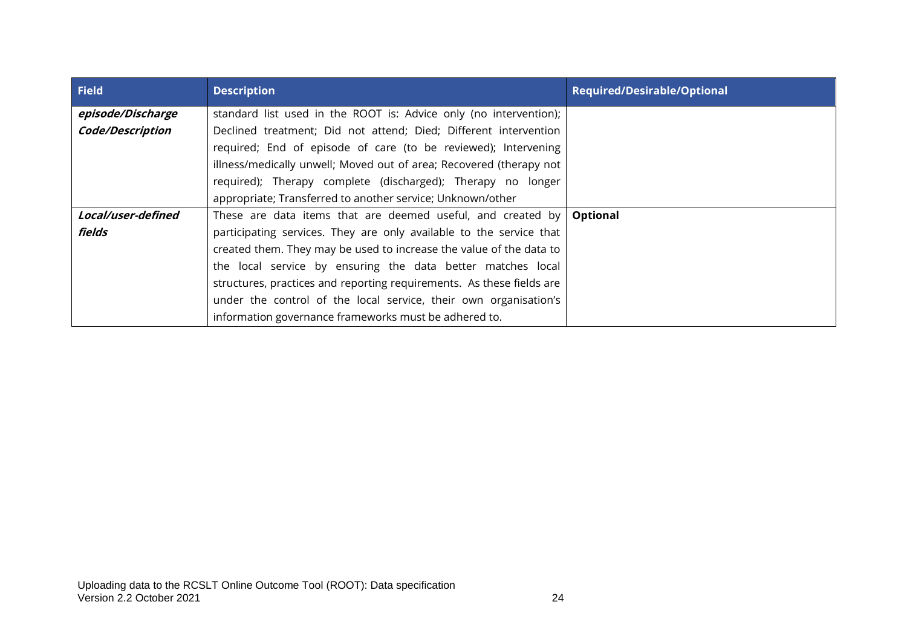| Field | Description | Required/Desirable/Optional |
| --- | --- | --- |
| ***episode/Discharge Code/Description*** | standard list used in the ROOT is: Advice only (no intervention); Declined treatment; Did not attend; Died; Different intervention required; End of episode of care (to be reviewed); Intervening illness/medically unwell; Moved out of area; Recovered (therapy not required); Therapy complete (discharged); Therapy no longer appropriate; Transferred to another service; Unknown/other | |
| ***Local/user-defined fields*** | These are data items that are deemed useful, and created by participating services. They are only available to the service that created them. They may be used to increase the value of the data to the local service by ensuring the data better matches local structures, practices and reporting requirements. As these fields are under the control of the local service, their own organisation's information governance frameworks must be adhered to. | **Optional** |